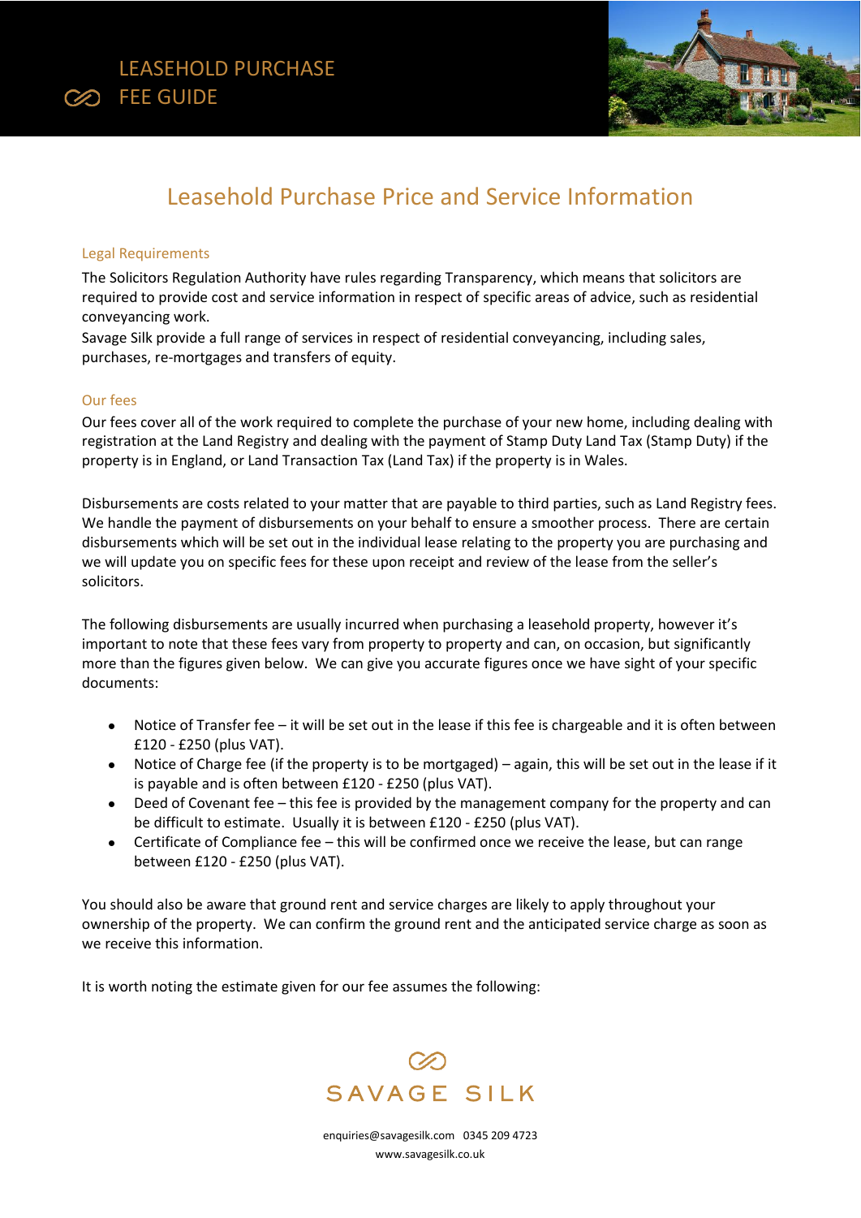# LEASEHOLD PURCHASE FEE GUIDE

## Leasehold Purchase Price and Service Information

### Legal Requirements

The Solicitors Regulation Authority have rules regarding Transparency, which means that solicitors are required to provide cost and service information in respect of specific areas of advice, such as residential conveyancing work.

Savage Silk provide a full range of services in respect of residential conveyancing, including sales, purchases, re-mortgages and transfers of equity.

### Our fees

Our fees cover all of the work required to complete the purchase of your new home, including dealing with registration at the Land Registry and dealing with the payment of Stamp Duty Land Tax (Stamp Duty) if the property is in England, or Land Transaction Tax (Land Tax) if the property is in Wales.

Disbursements are costs related to your matter that are payable to third parties, such as Land Registry fees. We handle the payment of disbursements on your behalf to ensure a smoother process. There are certain disbursements which will be set out in the individual lease relating to the property you are purchasing and we will update you on specific fees for these upon receipt and review of the lease from the seller's solicitors.

The following disbursements are usually incurred when purchasing a leasehold property, however it's important to note that these fees vary from property to property and can, on occasion, but significantly more than the figures given below. We can give you accurate figures once we have sight of your specific documents:

- Notice of Transfer fee – it will be set out in the lease if this fee is chargeable and it is often between £120 - £250 (plus VAT).
- Notice of Charge fee (if the property is to be mortgaged) – again, this will be set out in the lease if it is payable and is often between £120 - £250 (plus VAT).
- Deed of Covenant fee – this fee is provided by the management company for the property and can be difficult to estimate. Usually it is between £120 - £250 (plus VAT).
- Certificate of Compliance fee – this will be confirmed once we receive the lease, but can range between £120 - £250 (plus VAT).

You should also be aware that ground rent and service charges are likely to apply throughout your ownership of the property. We can confirm the ground rent and the anticipated service charge as soon as we receive this information.

It is worth noting the estimate given for our fee assumes the following:

SAVAGE SILK

enquiries@savagesilk.com 0345 209 4723
www.savagesilk.co.uk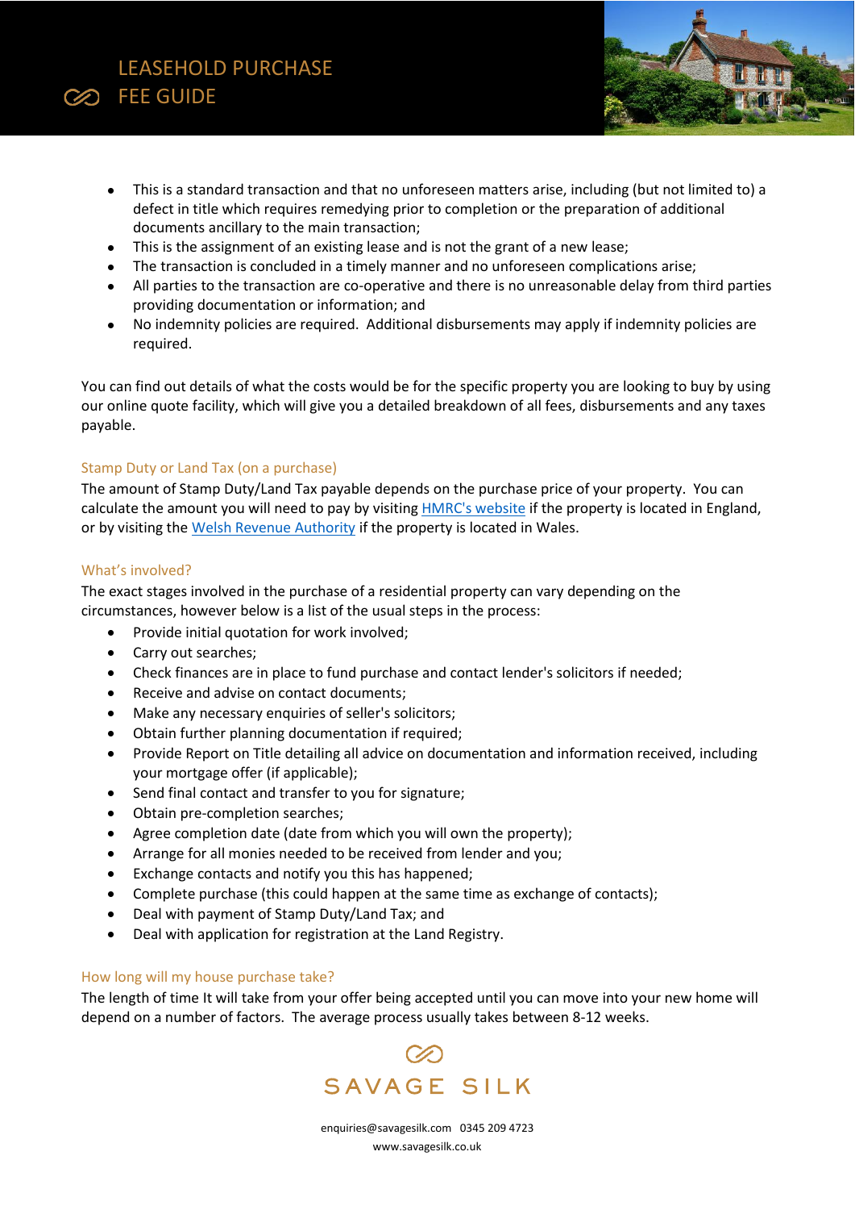- This is a standard transaction and that no unforeseen matters arise, including (but not limited to) a defect in title which requires remedying prior to completion or the preparation of additional documents ancillary to the main transaction;
- This is the assignment of an existing lease and is not the grant of a new lease;
- The transaction is concluded in a timely manner and no unforeseen complications arise;
- All parties to the transaction are co-operative and there is no unreasonable delay from third parties providing documentation or information; and
- No indemnity policies are required. Additional disbursements may apply if indemnity policies are required.

You can find out details of what the costs would be for the specific property you are looking to buy by using our online quote facility, which will give you a detailed breakdown of all fees, disbursements and any taxes payable.

### Stamp Duty or Land Tax (on a purchase)

The amount of Stamp Duty/Land Tax payable depends on the purchase price of your property. You can calculate the amount you will need to pay by visiting HMRC's website if the property is located in England, or by visiting the Welsh Revenue Authority if the property is located in Wales.

### What's involved?

The exact stages involved in the purchase of a residential property can vary depending on the circumstances, however below is a list of the usual steps in the process:

- Provide initial quotation for work involved;
- Carry out searches;
- Check finances are in place to fund purchase and contact lender's solicitors if needed;
- Receive and advise on contact documents;
- Make any necessary enquiries of seller's solicitors;
- Obtain further planning documentation if required;
- Provide Report on Title detailing all advice on documentation and information received, including your mortgage offer (if applicable);
- Send final contact and transfer to you for signature;
- Obtain pre-completion searches;
- Agree completion date (date from which you will own the property);
- Arrange for all monies needed to be received from lender and you;
- Exchange contacts and notify you this has happened;
- Complete purchase (this could happen at the same time as exchange of contacts);
- Deal with payment of Stamp Duty/Land Tax; and
- Deal with application for registration at the Land Registry.

### How long will my house purchase take?

The length of time It will take from your offer being accepted until you can move into your new home will depend on a number of factors. The average process usually takes between 8-12 weeks.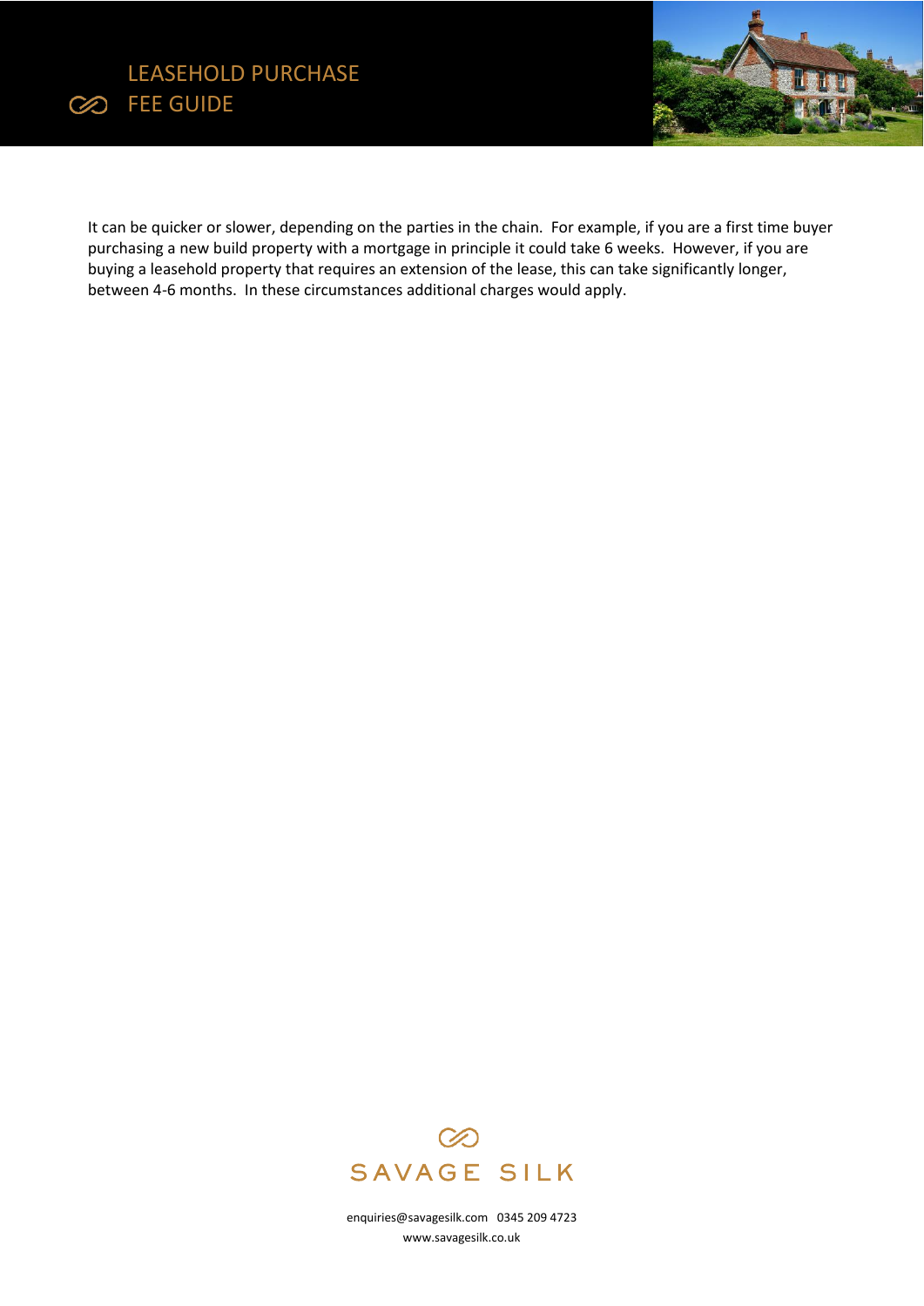It can be quicker or slower, depending on the parties in the chain. For example, if you are a first time buyer purchasing a new build property with a mortgage in principle it could take 6 weeks. However, if you are buying a leasehold property that requires an extension of the lease, this can take significantly longer, between 4-6 months. In these circumstances additional charges would apply.